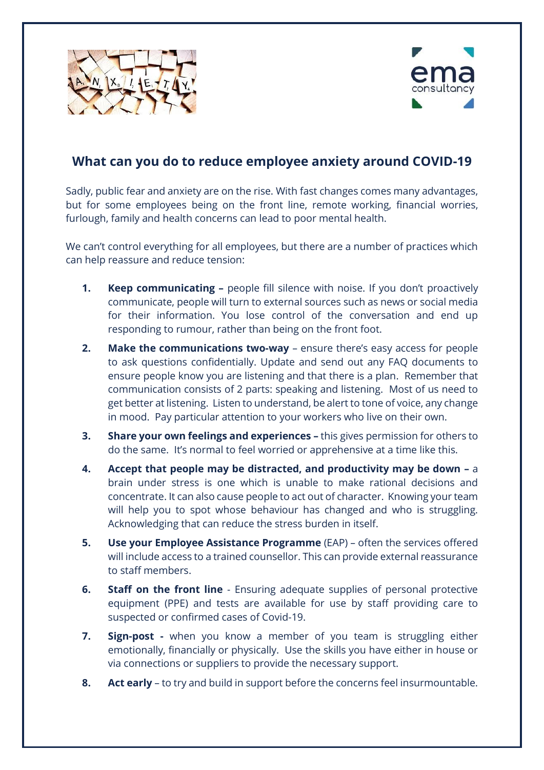## What can you do to reduce employee anxiety around COVID-19

Sadly, public fear and anxiety are on the rise. With fast changes comes many advantages, but for some employees being on the front line, remote working, financial worries, furlough, family and health concerns can lead to poor mental health.

We can't control everything for all employees, but there are a number of practices which can help reassure and reduce tension:

1. **Keep communicating –** people fill silence with noise. If you don't proactively communicate, people will turn to external sources such as news or social media for their information. You lose control of the conversation and end up responding to rumour, rather than being on the front foot.
2. **Make the communications two-way** – ensure there's easy access for people to ask questions confidentially. Update and send out any FAQ documents to ensure people know you are listening and that there is a plan. Remember that communication consists of 2 parts: speaking and listening. Most of us need to get better at listening. Listen to understand, be alert to tone of voice, any change in mood. Pay particular attention to your workers who live on their own.
3. **Share your own feelings and experiences –** this gives permission for others to do the same. It's normal to feel worried or apprehensive at a time like this.
4. **Accept that people may be distracted, and productivity may be down –** a brain under stress is one which is unable to make rational decisions and concentrate. It can also cause people to act out of character. Knowing your team will help you to spot whose behaviour has changed and who is struggling. Acknowledging that can reduce the stress burden in itself.
5. **Use your Employee Assistance Programme** (EAP) – often the services offered will include access to a trained counsellor. This can provide external reassurance to staff members.
6. **Staff on the front line** - Ensuring adequate supplies of personal protective equipment (PPE) and tests are available for use by staff providing care to suspected or confirmed cases of Covid-19.
7. **Sign-post -** when you know a member of you team is struggling either emotionally, financially or physically. Use the skills you have either in house or via connections or suppliers to provide the necessary support.
8. **Act early** – to try and build in support before the concerns feel insurmountable.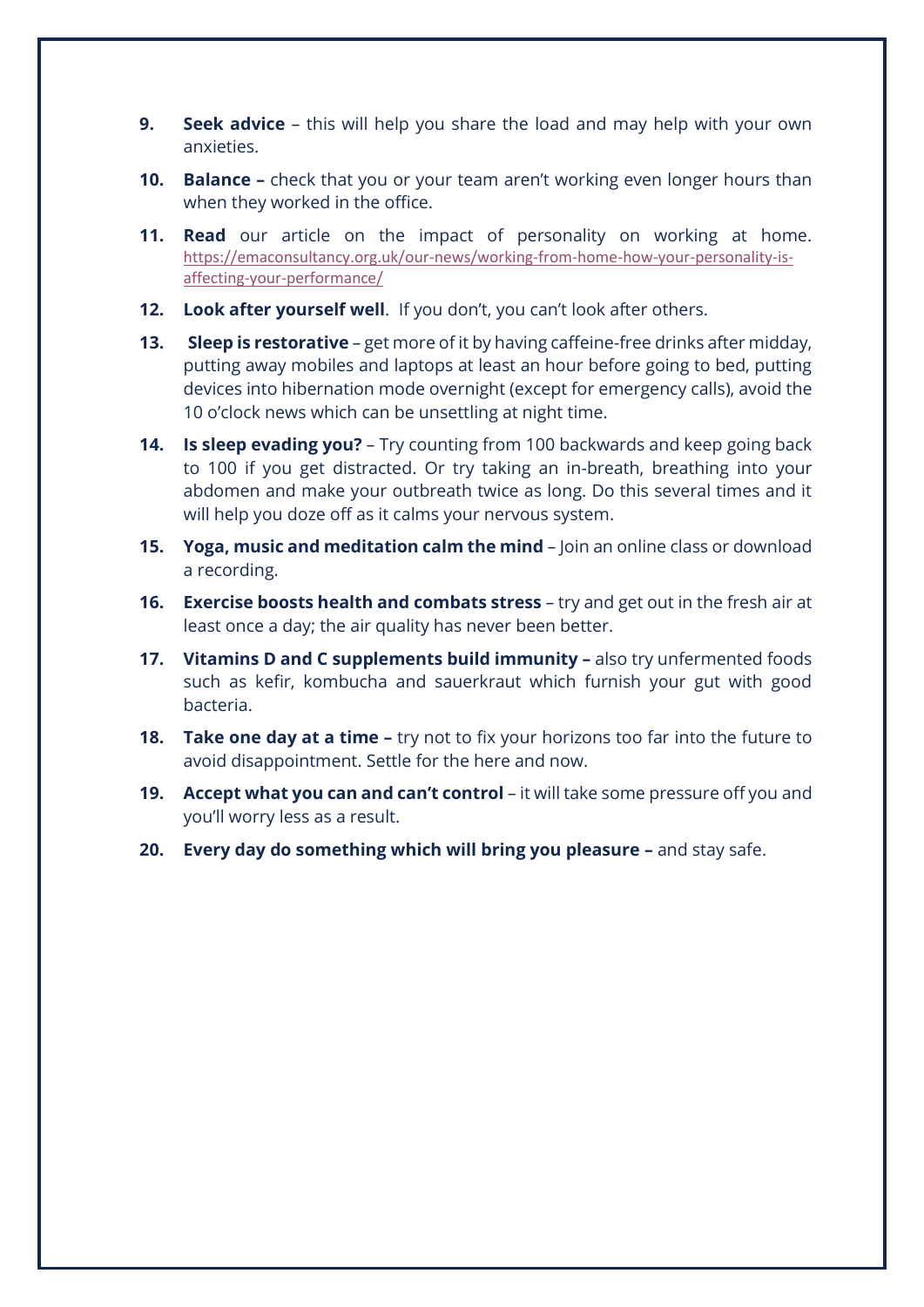9. **Seek advice** – this will help you share the load and may help with your own anxieties.
10. **Balance –** check that you or your team aren't working even longer hours than when they worked in the office.
11. **Read** our article on the impact of personality on working at home. https://emaconsultancy.org.uk/our-news/working-from-home-how-your-personality-is-affecting-your-performance/
12. **Look after yourself well**. If you don't, you can't look after others.
13. **Sleep is restorative** – get more of it by having caffeine-free drinks after midday, putting away mobiles and laptops at least an hour before going to bed, putting devices into hibernation mode overnight (except for emergency calls), avoid the 10 o'clock news which can be unsettling at night time.
14. **Is sleep evading you?** – Try counting from 100 backwards and keep going back to 100 if you get distracted. Or try taking an in-breath, breathing into your abdomen and make your outbreath twice as long. Do this several times and it will help you doze off as it calms your nervous system.
15. **Yoga, music and meditation calm the mind** – Join an online class or download a recording.
16. **Exercise boosts health and combats stress** – try and get out in the fresh air at least once a day; the air quality has never been better.
17. **Vitamins D and C supplements build immunity –** also try unfermented foods such as kefir, kombucha and sauerkraut which furnish your gut with good bacteria.
18. **Take one day at a time –** try not to fix your horizons too far into the future to avoid disappointment. Settle for the here and now.
19. **Accept what you can and can't control** – it will take some pressure off you and you'll worry less as a result.
20. **Every day do something which will bring you pleasure –** and stay safe.